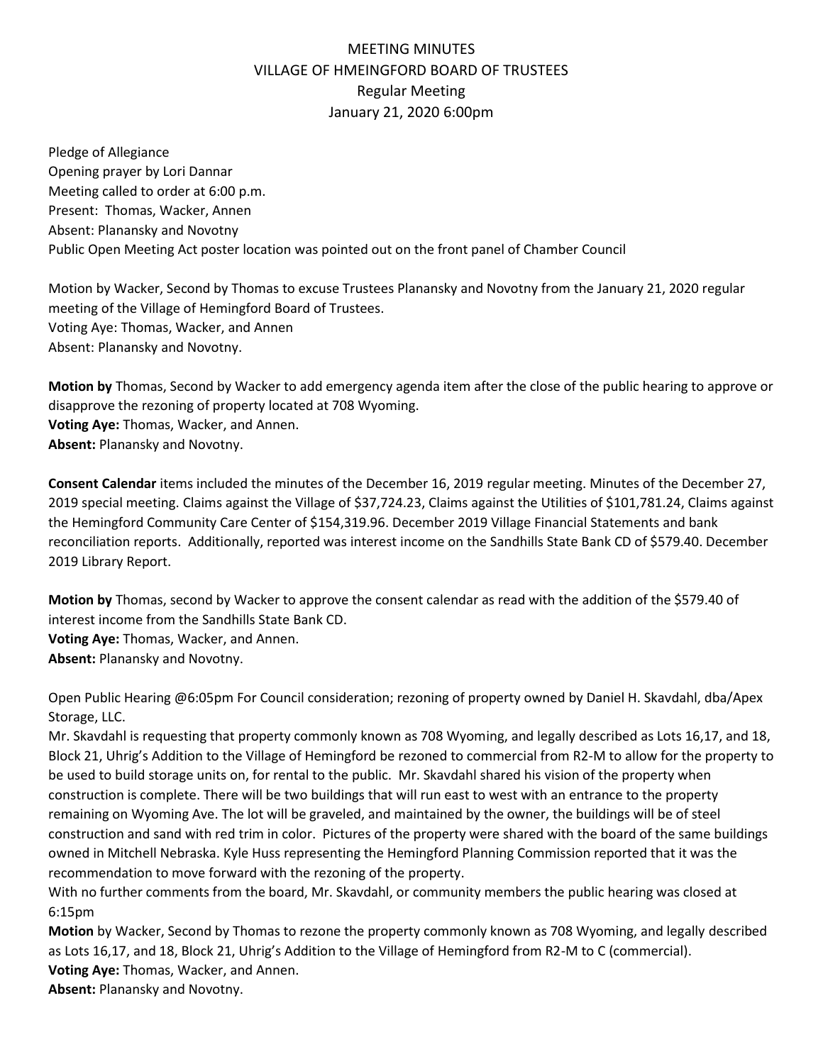# MEETING MINUTES
## VILLAGE OF HMEINGFORD BOARD OF TRUSTEES
### Regular Meeting
### January 21, 2020 6:00pm

Pledge of Allegiance
Opening prayer by Lori Dannar
Meeting called to order at 6:00 p.m.
Present: Thomas, Wacker, Annen
Absent: Planansky and Novotny
Public Open Meeting Act poster location was pointed out on the front panel of Chamber Council

Motion by Wacker, Second by Thomas to excuse Trustees Planansky and Novotny from the January 21, 2020 regular meeting of the Village of Hemingford Board of Trustees.
Voting Aye: Thomas, Wacker, and Annen
Absent: Planansky and Novotny.

**Motion by** Thomas, Second by Wacker to add emergency agenda item after the close of the public hearing to approve or disapprove the rezoning of property located at 708 Wyoming.
**Voting Aye:** Thomas, Wacker, and Annen.
**Absent:** Planansky and Novotny.

**Consent Calendar** items included the minutes of the December 16, 2019 regular meeting. Minutes of the December 27, 2019 special meeting. Claims against the Village of $37,724.23, Claims against the Utilities of $101,781.24, Claims against the Hemingford Community Care Center of $154,319.96. December 2019 Village Financial Statements and bank reconciliation reports. Additionally, reported was interest income on the Sandhills State Bank CD of $579.40. December 2019 Library Report.

**Motion by** Thomas, second by Wacker to approve the consent calendar as read with the addition of the $579.40 of interest income from the Sandhills State Bank CD.
**Voting Aye:** Thomas, Wacker, and Annen.
**Absent:** Planansky and Novotny.

Open Public Hearing @6:05pm For Council consideration; rezoning of property owned by Daniel H. Skavdahl, dba/Apex Storage, LLC.
Mr. Skavdahl is requesting that property commonly known as 708 Wyoming, and legally described as Lots 16,17, and 18, Block 21, Uhrig's Addition to the Village of Hemingford be rezoned to commercial from R2-M to allow for the property to be used to build storage units on, for rental to the public. Mr. Skavdahl shared his vision of the property when construction is complete. There will be two buildings that will run east to west with an entrance to the property remaining on Wyoming Ave. The lot will be graveled, and maintained by the owner, the buildings will be of steel construction and sand with red trim in color. Pictures of the property were shared with the board of the same buildings owned in Mitchell Nebraska. Kyle Huss representing the Hemingford Planning Commission reported that it was the recommendation to move forward with the rezoning of the property.
With no further comments from the board, Mr. Skavdahl, or community members the public hearing was closed at 6:15pm
**Motion** by Wacker, Second by Thomas to rezone the property commonly known as 708 Wyoming, and legally described as Lots 16,17, and 18, Block 21, Uhrig's Addition to the Village of Hemingford from R2-M to C (commercial).
**Voting Aye:** Thomas, Wacker, and Annen.
**Absent:** Planansky and Novotny.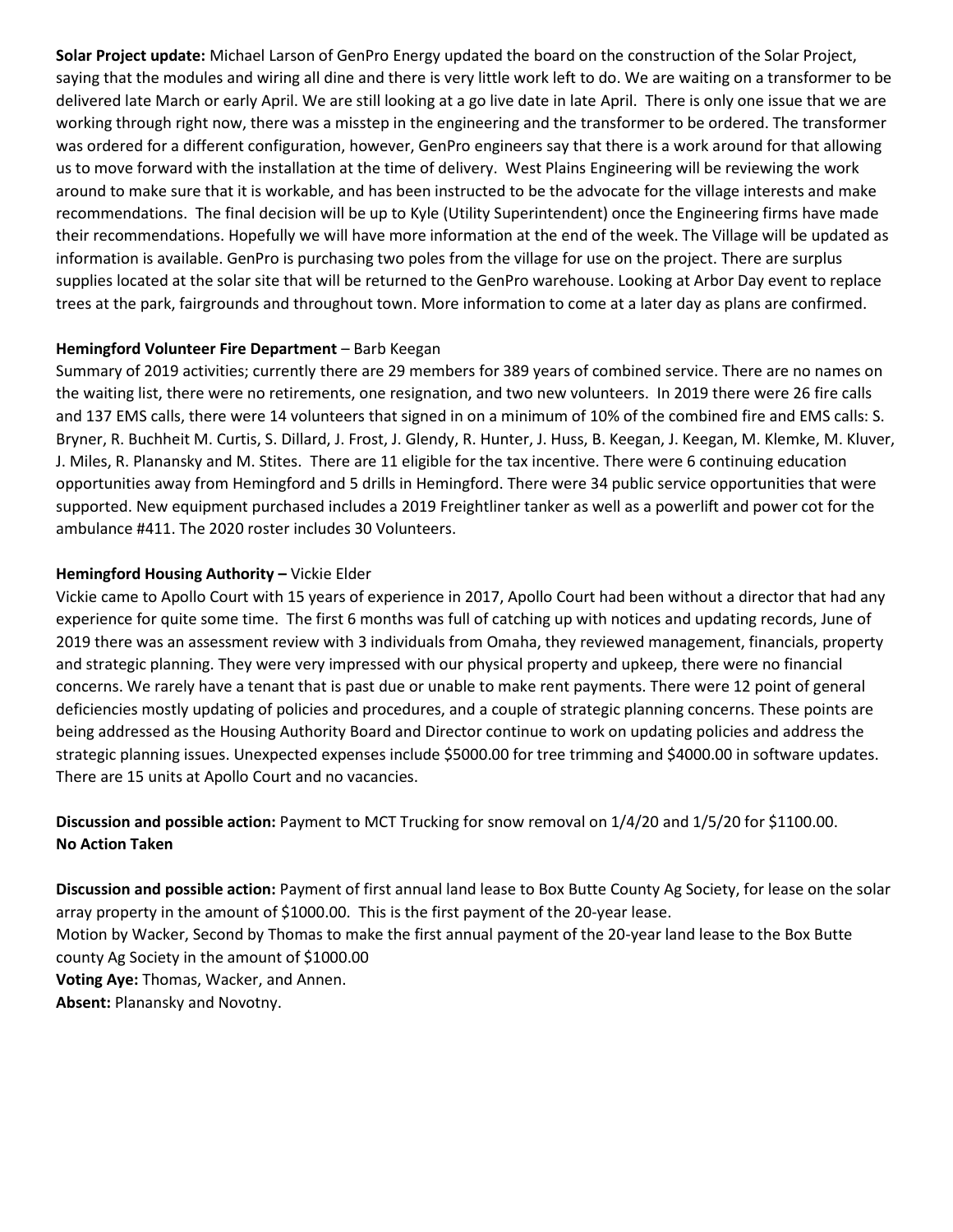**Solar Project update:** Michael Larson of GenPro Energy updated the board on the construction of the Solar Project, saying that the modules and wiring all dine and there is very little work left to do. We are waiting on a transformer to be delivered late March or early April. We are still looking at a go live date in late April. There is only one issue that we are working through right now, there was a misstep in the engineering and the transformer to be ordered. The transformer was ordered for a different configuration, however, GenPro engineers say that there is a work around for that allowing us to move forward with the installation at the time of delivery. West Plains Engineering will be reviewing the work around to make sure that it is workable, and has been instructed to be the advocate for the village interests and make recommendations. The final decision will be up to Kyle (Utility Superintendent) once the Engineering firms have made their recommendations. Hopefully we will have more information at the end of the week. The Village will be updated as information is available. GenPro is purchasing two poles from the village for use on the project. There are surplus supplies located at the solar site that will be returned to the GenPro warehouse. Looking at Arbor Day event to replace trees at the park, fairgrounds and throughout town. More information to come at a later day as plans are confirmed.

**Hemingford Volunteer Fire Department** – Barb Keegan

Summary of 2019 activities; currently there are 29 members for 389 years of combined service. There are no names on the waiting list, there were no retirements, one resignation, and two new volunteers. In 2019 there were 26 fire calls and 137 EMS calls, there were 14 volunteers that signed in on a minimum of 10% of the combined fire and EMS calls: S. Bryner, R. Buchheit M. Curtis, S. Dillard, J. Frost, J. Glendy, R. Hunter, J. Huss, B. Keegan, J. Keegan, M. Klemke, M. Kluver, J. Miles, R. Planansky and M. Stites. There are 11 eligible for the tax incentive. There were 6 continuing education opportunities away from Hemingford and 5 drills in Hemingford. There were 34 public service opportunities that were supported. New equipment purchased includes a 2019 Freightliner tanker as well as a powerlift and power cot for the ambulance #411. The 2020 roster includes 30 Volunteers.

**Hemingford Housing Authority –** Vickie Elder

Vickie came to Apollo Court with 15 years of experience in 2017, Apollo Court had been without a director that had any experience for quite some time. The first 6 months was full of catching up with notices and updating records, June of 2019 there was an assessment review with 3 individuals from Omaha, they reviewed management, financials, property and strategic planning. They were very impressed with our physical property and upkeep, there were no financial concerns. We rarely have a tenant that is past due or unable to make rent payments. There were 12 point of general deficiencies mostly updating of policies and procedures, and a couple of strategic planning concerns. These points are being addressed as the Housing Authority Board and Director continue to work on updating policies and address the strategic planning issues. Unexpected expenses include $5000.00 for tree trimming and $4000.00 in software updates. There are 15 units at Apollo Court and no vacancies.

**Discussion and possible action:** Payment to MCT Trucking for snow removal on 1/4/20 and 1/5/20 for $1100.00.
**No Action Taken**

**Discussion and possible action:** Payment of first annual land lease to Box Butte County Ag Society, for lease on the solar array property in the amount of $1000.00. This is the first payment of the 20-year lease.
Motion by Wacker, Second by Thomas to make the first annual payment of the 20-year land lease to the Box Butte county Ag Society in the amount of $1000.00
**Voting Aye:** Thomas, Wacker, and Annen.
**Absent:** Planansky and Novotny.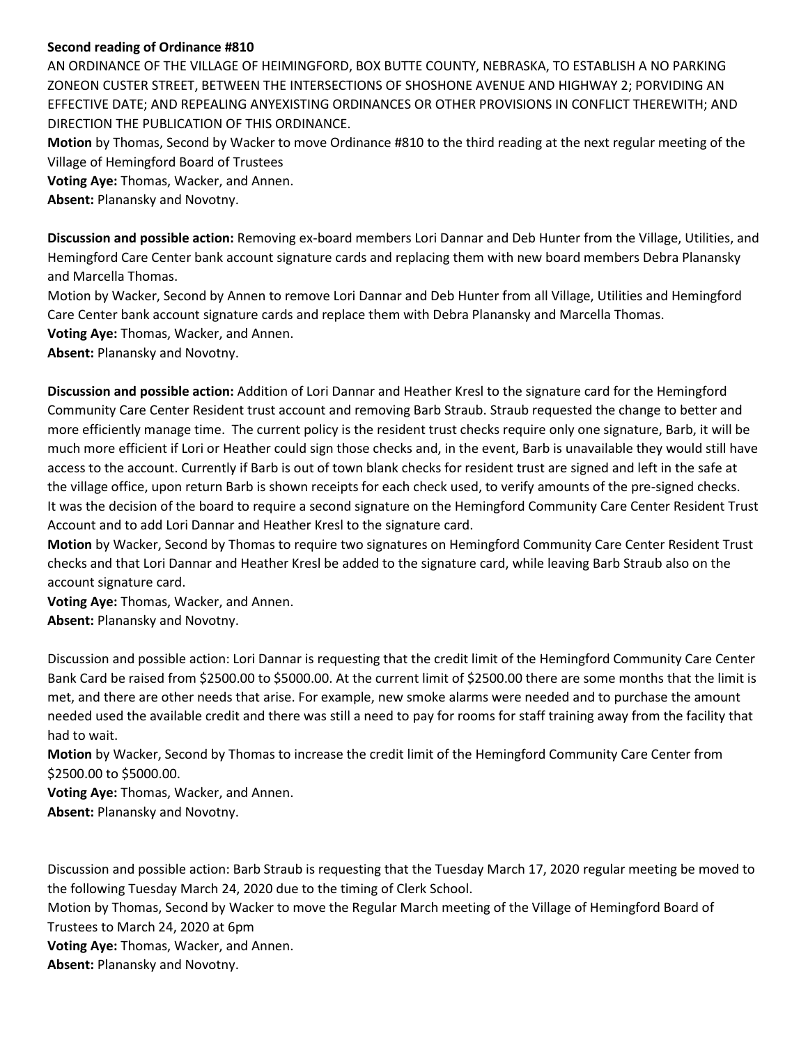**Second reading of Ordinance #810**

AN ORDINANCE OF THE VILLAGE OF HEIMINGFORD, BOX BUTTE COUNTY, NEBRASKA, TO ESTABLISH A NO PARKING ZONEON CUSTER STREET, BETWEEN THE INTERSECTIONS OF SHOSHONE AVENUE AND HIGHWAY 2; PORVIDING AN EFFECTIVE DATE; AND REPEALING ANYEXISTING ORDINANCES OR OTHER PROVISIONS IN CONFLICT THEREWITH; AND DIRECTION THE PUBLICATION OF THIS ORDINANCE.

**Motion** by Thomas, Second by Wacker to move Ordinance #810 to the third reading at the next regular meeting of the Village of Hemingford Board of Trustees

**Voting Aye:** Thomas, Wacker, and Annen.

**Absent:** Planansky and Novotny.

**Discussion and possible action:** Removing ex-board members Lori Dannar and Deb Hunter from the Village, Utilities, and Hemingford Care Center bank account signature cards and replacing them with new board members Debra Planansky and Marcella Thomas.

Motion by Wacker, Second by Annen to remove Lori Dannar and Deb Hunter from all Village, Utilities and Hemingford Care Center bank account signature cards and replace them with Debra Planansky and Marcella Thomas.

**Voting Aye:** Thomas, Wacker, and Annen.

**Absent:** Planansky and Novotny.

**Discussion and possible action:** Addition of Lori Dannar and Heather Kresl to the signature card for the Hemingford Community Care Center Resident trust account and removing Barb Straub. Straub requested the change to better and more efficiently manage time. The current policy is the resident trust checks require only one signature, Barb, it will be much more efficient if Lori or Heather could sign those checks and, in the event, Barb is unavailable they would still have access to the account. Currently if Barb is out of town blank checks for resident trust are signed and left in the safe at the village office, upon return Barb is shown receipts for each check used, to verify amounts of the pre-signed checks. It was the decision of the board to require a second signature on the Hemingford Community Care Center Resident Trust Account and to add Lori Dannar and Heather Kresl to the signature card.

**Motion** by Wacker, Second by Thomas to require two signatures on Hemingford Community Care Center Resident Trust checks and that Lori Dannar and Heather Kresl be added to the signature card, while leaving Barb Straub also on the account signature card.

**Voting Aye:** Thomas, Wacker, and Annen.

**Absent:** Planansky and Novotny.

Discussion and possible action: Lori Dannar is requesting that the credit limit of the Hemingford Community Care Center Bank Card be raised from $2500.00 to $5000.00. At the current limit of $2500.00 there are some months that the limit is met, and there are other needs that arise. For example, new smoke alarms were needed and to purchase the amount needed used the available credit and there was still a need to pay for rooms for staff training away from the facility that had to wait.

**Motion** by Wacker, Second by Thomas to increase the credit limit of the Hemingford Community Care Center from $2500.00 to $5000.00.

**Voting Aye:** Thomas, Wacker, and Annen.

**Absent:** Planansky and Novotny.

Discussion and possible action: Barb Straub is requesting that the Tuesday March 17, 2020 regular meeting be moved to the following Tuesday March 24, 2020 due to the timing of Clerk School.

Motion by Thomas, Second by Wacker to move the Regular March meeting of the Village of Hemingford Board of Trustees to March 24, 2020 at 6pm

**Voting Aye:** Thomas, Wacker, and Annen.

**Absent:** Planansky and Novotny.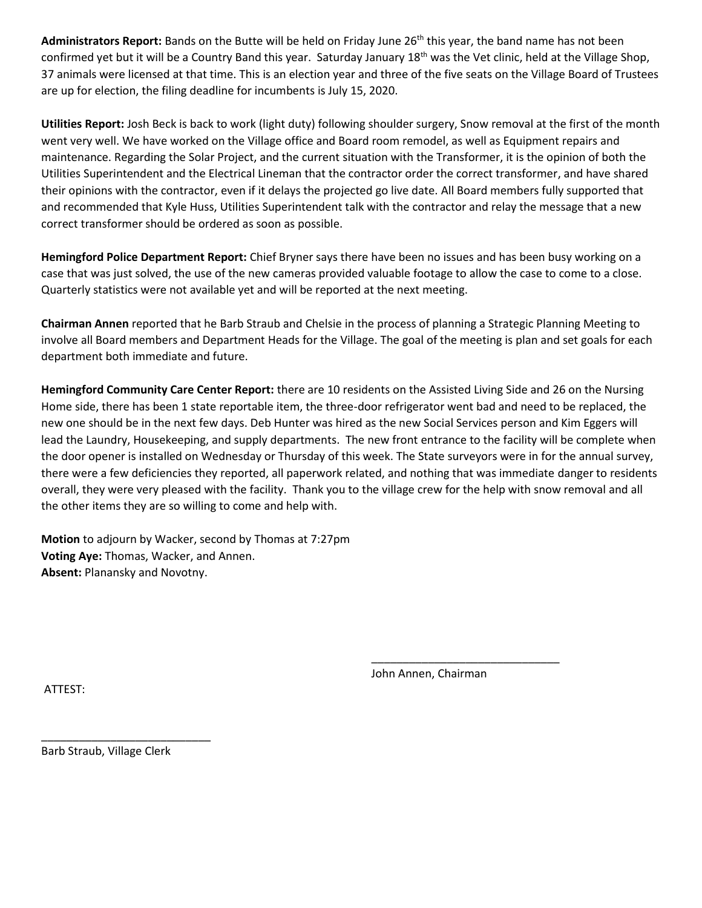**Administrators Report:** Bands on the Butte will be held on Friday June 26th this year, the band name has not been confirmed yet but it will be a Country Band this year. Saturday January 18th was the Vet clinic, held at the Village Shop, 37 animals were licensed at that time. This is an election year and three of the five seats on the Village Board of Trustees are up for election, the filing deadline for incumbents is July 15, 2020.

**Utilities Report:** Josh Beck is back to work (light duty) following shoulder surgery, Snow removal at the first of the month went very well. We have worked on the Village office and Board room remodel, as well as Equipment repairs and maintenance. Regarding the Solar Project, and the current situation with the Transformer, it is the opinion of both the Utilities Superintendent and the Electrical Lineman that the contractor order the correct transformer, and have shared their opinions with the contractor, even if it delays the projected go live date. All Board members fully supported that and recommended that Kyle Huss, Utilities Superintendent talk with the contractor and relay the message that a new correct transformer should be ordered as soon as possible.

**Hemingford Police Department Report:** Chief Bryner says there have been no issues and has been busy working on a case that was just solved, the use of the new cameras provided valuable footage to allow the case to come to a close. Quarterly statistics were not available yet and will be reported at the next meeting.

**Chairman Annen** reported that he Barb Straub and Chelsie in the process of planning a Strategic Planning Meeting to involve all Board members and Department Heads for the Village. The goal of the meeting is plan and set goals for each department both immediate and future.

**Hemingford Community Care Center Report:** there are 10 residents on the Assisted Living Side and 26 on the Nursing Home side, there has been 1 state reportable item, the three-door refrigerator went bad and need to be replaced, the new one should be in the next few days. Deb Hunter was hired as the new Social Services person and Kim Eggers will lead the Laundry, Housekeeping, and supply departments. The new front entrance to the facility will be complete when the door opener is installed on Wednesday or Thursday of this week. The State surveyors were in for the annual survey, there were a few deficiencies they reported, all paperwork related, and nothing that was immediate danger to residents overall, they were very pleased with the facility. Thank you to the village crew for the help with snow removal and all the other items they are so willing to come and help with.

**Motion** to adjourn by Wacker, second by Thomas at 7:27pm
**Voting Aye:** Thomas, Wacker, and Annen.
**Absent:** Planansky and Novotny.

_______________________________
John Annen, Chairman

ATTEST:

____________________________
Barb Straub, Village Clerk